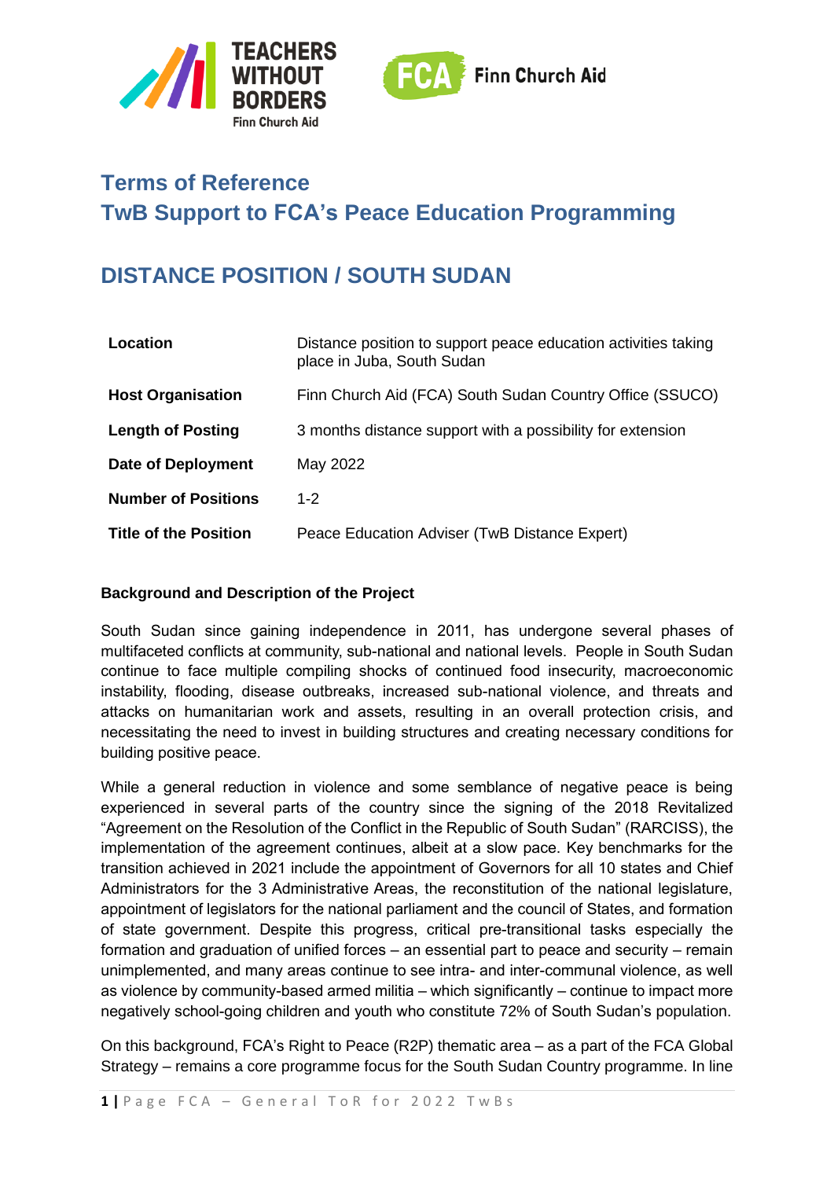# Terms of Reference
# TwB Support to FCA's Peace Education Programming

## DISTANCE POSITION / SOUTH SUDAN

| | |
|---|---|
| **Location** | Distance position to support peace education activities taking place in Juba, South Sudan |
| **Host Organisation** | Finn Church Aid (FCA) South Sudan Country Office (SSUCO) |
| **Length of Posting** | 3 months distance support with a possibility for extension |
| **Date of Deployment** | May 2022 |
| **Number of Positions** | 1-2 |
| **Title of the Position** | Peace Education Adviser (TwB Distance Expert) |

**Background and Description of the Project**

South Sudan since gaining independence in 2011, has undergone several phases of multifaceted conflicts at community, sub-national and national levels. People in South Sudan continue to face multiple compiling shocks of continued food insecurity, macroeconomic instability, flooding, disease outbreaks, increased sub-national violence, and threats and attacks on humanitarian work and assets, resulting in an overall protection crisis, and necessitating the need to invest in building structures and creating necessary conditions for building positive peace.

While a general reduction in violence and some semblance of negative peace is being experienced in several parts of the country since the signing of the 2018 Revitalized "Agreement on the Resolution of the Conflict in the Republic of South Sudan" (RARCISS), the implementation of the agreement continues, albeit at a slow pace. Key benchmarks for the transition achieved in 2021 include the appointment of Governors for all 10 states and Chief Administrators for the 3 Administrative Areas, the reconstitution of the national legislature, appointment of legislators for the national parliament and the council of States, and formation of state government. Despite this progress, critical pre-transitional tasks especially the formation and graduation of unified forces – an essential part to peace and security – remain unimplemented, and many areas continue to see intra- and inter-communal violence, as well as violence by community-based armed militia – which significantly – continue to impact more negatively school-going children and youth who constitute 72% of South Sudan's population.

On this background, FCA's Right to Peace (R2P) thematic area – as a part of the FCA Global Strategy – remains a core programme focus for the South Sudan Country programme. In line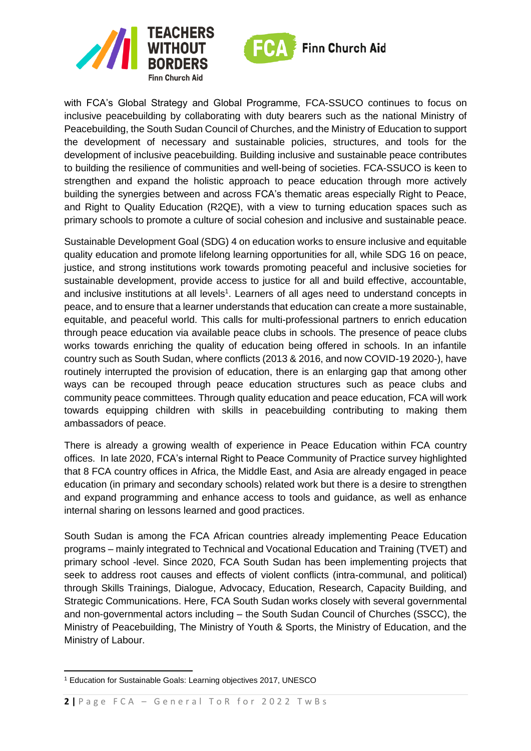with FCA's Global Strategy and Global Programme, FCA-SSUCO continues to focus on inclusive peacebuilding by collaborating with duty bearers such as the national Ministry of Peacebuilding, the South Sudan Council of Churches, and the Ministry of Education to support the development of necessary and sustainable policies, structures, and tools for the development of inclusive peacebuilding. Building inclusive and sustainable peace contributes to building the resilience of communities and well-being of societies. FCA-SSUCO is keen to strengthen and expand the holistic approach to peace education through more actively building the synergies between and across FCA's thematic areas especially Right to Peace, and Right to Quality Education (R2QE), with a view to turning education spaces such as primary schools to promote a culture of social cohesion and inclusive and sustainable peace.

Sustainable Development Goal (SDG) 4 on education works to ensure inclusive and equitable quality education and promote lifelong learning opportunities for all, while SDG 16 on peace, justice, and strong institutions work towards promoting peaceful and inclusive societies for sustainable development, provide access to justice for all and build effective, accountable, and inclusive institutions at all levels[1]. Learners of all ages need to understand concepts in peace, and to ensure that a learner understands that education can create a more sustainable, equitable, and peaceful world. This calls for multi-professional partners to enrich education through peace education via available peace clubs in schools. The presence of peace clubs works towards enriching the quality of education being offered in schools. In an infantile country such as South Sudan, where conflicts (2013 & 2016, and now COVID-19 2020-), have routinely interrupted the provision of education, there is an enlarging gap that among other ways can be recouped through peace education structures such as peace clubs and community peace committees. Through quality education and peace education, FCA will work towards equipping children with skills in peacebuilding contributing to making them ambassadors of peace.

There is already a growing wealth of experience in Peace Education within FCA country offices. In late 2020, FCA's internal Right to Peace Community of Practice survey highlighted that 8 FCA country offices in Africa, the Middle East, and Asia are already engaged in peace education (in primary and secondary schools) related work but there is a desire to strengthen and expand programming and enhance access to tools and guidance, as well as enhance internal sharing on lessons learned and good practices.

South Sudan is among the FCA African countries already implementing Peace Education programs – mainly integrated to Technical and Vocational Education and Training (TVET) and primary school -level. Since 2020, FCA South Sudan has been implementing projects that seek to address root causes and effects of violent conflicts (intra-communal, and political) through Skills Trainings, Dialogue, Advocacy, Education, Research, Capacity Building, and Strategic Communications. Here, FCA South Sudan works closely with several governmental and non-governmental actors including – the South Sudan Council of Churches (SSCC), the Ministry of Peacebuilding, The Ministry of Youth & Sports, the Ministry of Education, and the Ministry of Labour.

---

[1] Education for Sustainable Goals: Learning objectives 2017, UNESCO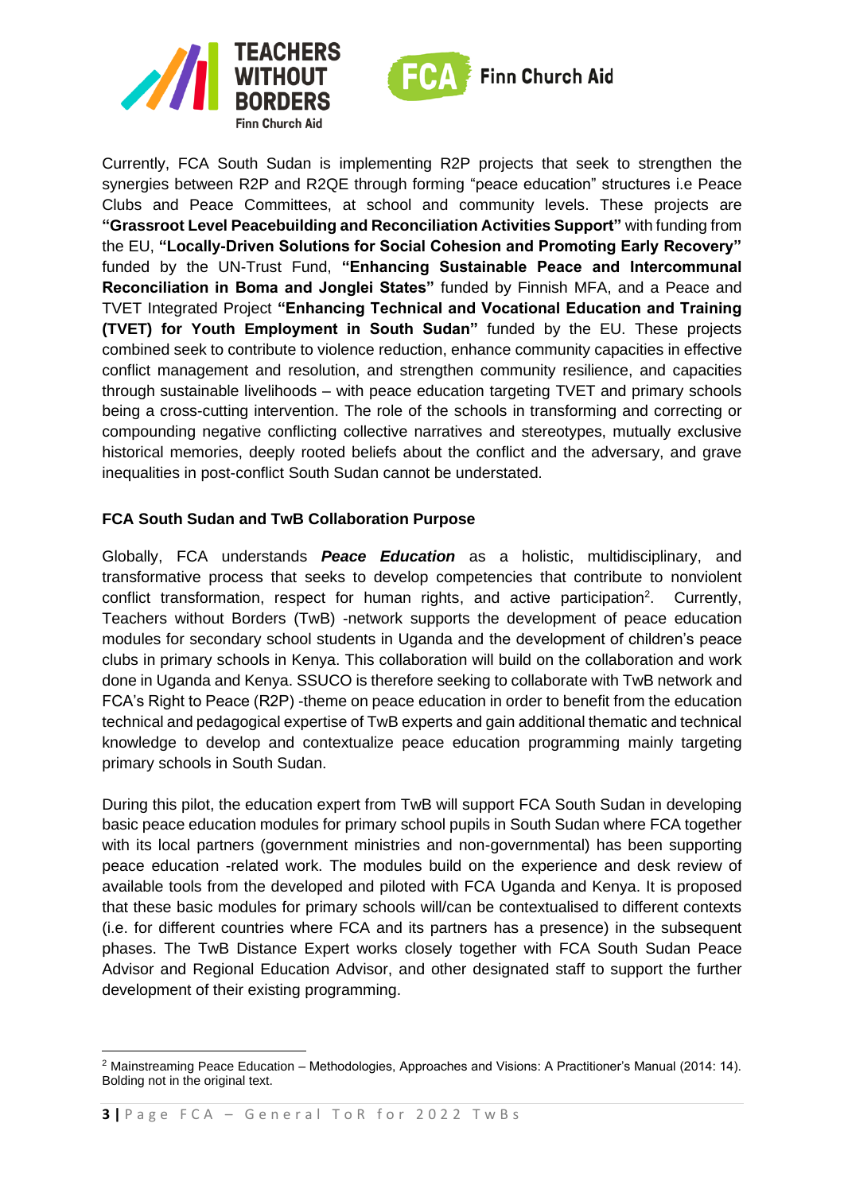Currently, FCA South Sudan is implementing R2P projects that seek to strengthen the synergies between R2P and R2QE through forming "peace education" structures i.e Peace Clubs and Peace Committees, at school and community levels. These projects are **"Grassroot Level Peacebuilding and Reconciliation Activities Support"** with funding from the EU, **"Locally-Driven Solutions for Social Cohesion and Promoting Early Recovery"** funded by the UN-Trust Fund, **"Enhancing Sustainable Peace and Intercommunal Reconciliation in Boma and Jonglei States"** funded by Finnish MFA, and a Peace and TVET Integrated Project **"Enhancing Technical and Vocational Education and Training (TVET) for Youth Employment in South Sudan"** funded by the EU. These projects combined seek to contribute to violence reduction, enhance community capacities in effective conflict management and resolution, and strengthen community resilience, and capacities through sustainable livelihoods – with peace education targeting TVET and primary schools being a cross-cutting intervention. The role of the schools in transforming and correcting or compounding negative conflicting collective narratives and stereotypes, mutually exclusive historical memories, deeply rooted beliefs about the conflict and the adversary, and grave inequalities in post-conflict South Sudan cannot be understated.

### FCA South Sudan and TwB Collaboration Purpose

Globally, FCA understands ***Peace Education*** as a holistic, multidisciplinary, and transformative process that seeks to develop competencies that contribute to nonviolent conflict transformation, respect for human rights, and active participation[2]. Currently, Teachers without Borders (TwB) -network supports the development of peace education modules for secondary school students in Uganda and the development of children's peace clubs in primary schools in Kenya. This collaboration will build on the collaboration and work done in Uganda and Kenya. SSUCO is therefore seeking to collaborate with TwB network and FCA's Right to Peace (R2P) -theme on peace education in order to benefit from the education technical and pedagogical expertise of TwB experts and gain additional thematic and technical knowledge to develop and contextualize peace education programming mainly targeting primary schools in South Sudan.

During this pilot, the education expert from TwB will support FCA South Sudan in developing basic peace education modules for primary school pupils in South Sudan where FCA together with its local partners (government ministries and non-governmental) has been supporting peace education -related work. The modules build on the experience and desk review of available tools from the developed and piloted with FCA Uganda and Kenya. It is proposed that these basic modules for primary schools will/can be contextualised to different contexts (i.e. for different countries where FCA and its partners has a presence) in the subsequent phases. The TwB Distance Expert works closely together with FCA South Sudan Peace Advisor and Regional Education Advisor, and other designated staff to support the further development of their existing programming.

---

[2] Mainstreaming Peace Education – Methodologies, Approaches and Visions: A Practitioner's Manual (2014: 14). Bolding not in the original text.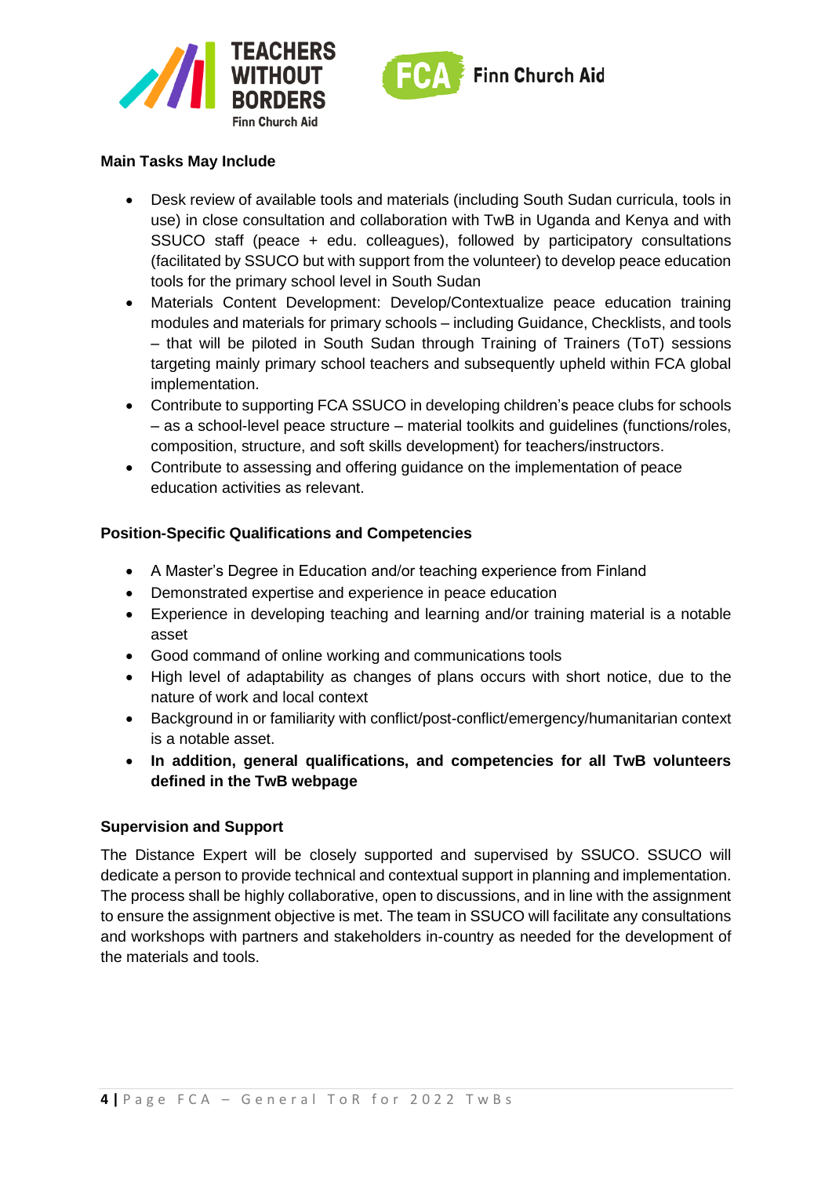**Main Tasks May Include**

- Desk review of available tools and materials (including South Sudan curricula, tools in use) in close consultation and collaboration with TwB in Uganda and Kenya and with SSUCO staff (peace + edu. colleagues), followed by participatory consultations (facilitated by SSUCO but with support from the volunteer) to develop peace education tools for the primary school level in South Sudan
- Materials Content Development: Develop/Contextualize peace education training modules and materials for primary schools – including Guidance, Checklists, and tools – that will be piloted in South Sudan through Training of Trainers (ToT) sessions targeting mainly primary school teachers and subsequently upheld within FCA global implementation.
- Contribute to supporting FCA SSUCO in developing children's peace clubs for schools – as a school-level peace structure – material toolkits and guidelines (functions/roles, composition, structure, and soft skills development) for teachers/instructors.
- Contribute to assessing and offering guidance on the implementation of peace education activities as relevant.

**Position-Specific Qualifications and Competencies**

- A Master's Degree in Education and/or teaching experience from Finland
- Demonstrated expertise and experience in peace education
- Experience in developing teaching and learning and/or training material is a notable asset
- Good command of online working and communications tools
- High level of adaptability as changes of plans occurs with short notice, due to the nature of work and local context
- Background in or familiarity with conflict/post-conflict/emergency/humanitarian context is a notable asset.
- **In addition, general qualifications, and competencies for all TwB volunteers defined in the TwB webpage**

**Supervision and Support**

The Distance Expert will be closely supported and supervised by SSUCO. SSUCO will dedicate a person to provide technical and contextual support in planning and implementation. The process shall be highly collaborative, open to discussions, and in line with the assignment to ensure the assignment objective is met. The team in SSUCO will facilitate any consultations and workshops with partners and stakeholders in-country as needed for the development of the materials and tools.